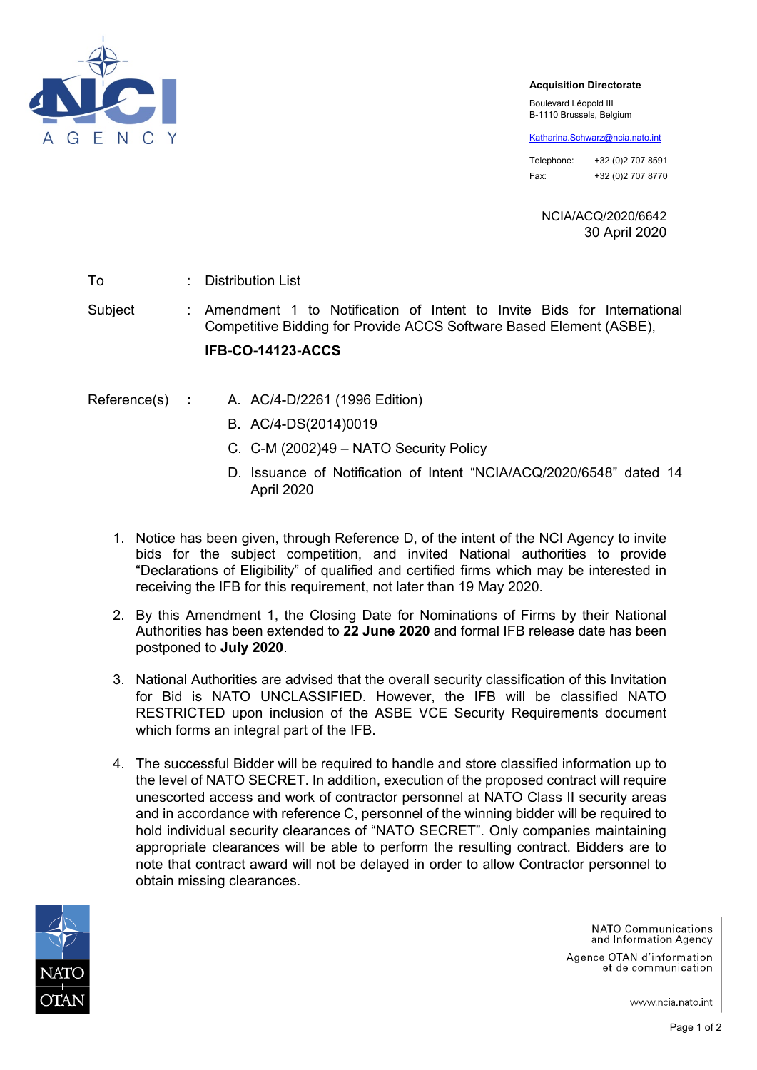**Acquisition Directorate**

Boulevard Léopold III
B-1110 Brussels, Belgium

Katharina.Schwarz@ncia.nato.int

Telephone: +32 (0)2 707 8591
Fax: +32 (0)2 707 8770

NCIA/ACQ/2020/6642
30 April 2020

To : Distribution List

Subject : Amendment 1 to Notification of Intent to Invite Bids for International Competitive Bidding for Provide ACCS Software Based Element (ASBE),

**IFB-CO-14123-ACCS**

Reference(s) :

A. AC/4-D/2261 (1996 Edition)
B. AC/4-DS(2014)0019
C. C-M (2002)49 – NATO Security Policy
D. Issuance of Notification of Intent "NCIA/ACQ/2020/6548" dated 14 April 2020

1. Notice has been given, through Reference D, of the intent of the NCI Agency to invite bids for the subject competition, and invited National authorities to provide "Declarations of Eligibility" of qualified and certified firms which may be interested in receiving the IFB for this requirement, not later than 19 May 2020.

2. By this Amendment 1, the Closing Date for Nominations of Firms by their National Authorities has been extended to **22 June 2020** and formal IFB release date has been postponed to **July 2020**.

3. National Authorities are advised that the overall security classification of this Invitation for Bid is NATO UNCLASSIFIED. However, the IFB will be classified NATO RESTRICTED upon inclusion of the ASBE VCE Security Requirements document which forms an integral part of the IFB.

4. The successful Bidder will be required to handle and store classified information up to the level of NATO SECRET. In addition, execution of the proposed contract will require unescorted access and work of contractor personnel at NATO Class II security areas and in accordance with reference C, personnel of the winning bidder will be required to hold individual security clearances of "NATO SECRET". Only companies maintaining appropriate clearances will be able to perform the resulting contract. Bidders are to note that contract award will not be delayed in order to allow Contractor personnel to obtain missing clearances.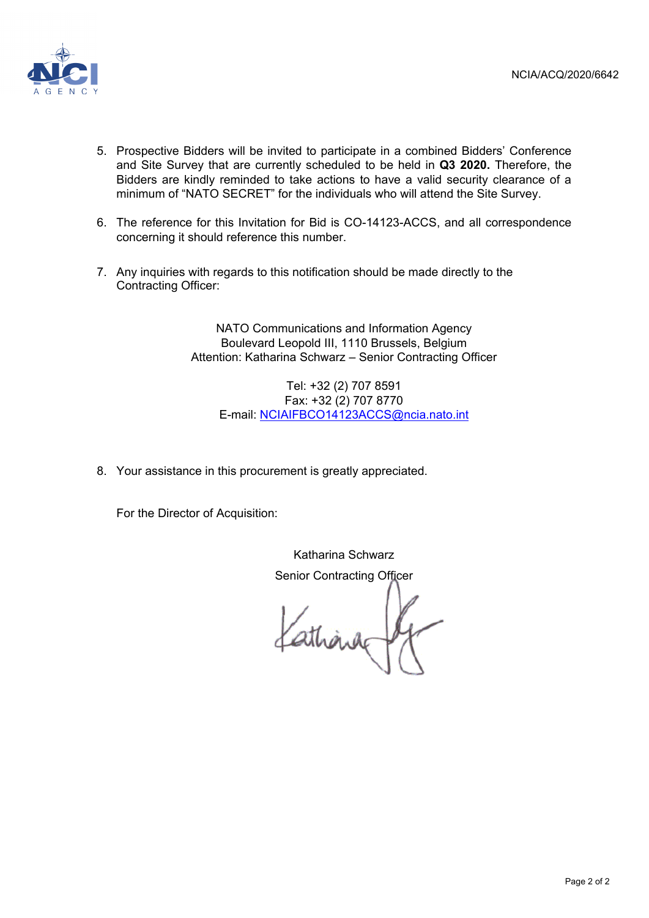5. Prospective Bidders will be invited to participate in a combined Bidders' Conference and Site Survey that are currently scheduled to be held in **Q3 2020.** Therefore, the Bidders are kindly reminded to take actions to have a valid security clearance of a minimum of "NATO SECRET" for the individuals who will attend the Site Survey.

6. The reference for this Invitation for Bid is CO-14123-ACCS, and all correspondence concerning it should reference this number.

7. Any inquiries with regards to this notification should be made directly to the Contracting Officer:

NATO Communications and Information Agency
Boulevard Leopold III, 1110 Brussels, Belgium
Attention: Katharina Schwarz – Senior Contracting Officer

Tel: +32 (2) 707 8591
Fax: +32 (2) 707 8770
E-mail: NCIAIFBCO14123ACCS@ncia.nato.int

8. Your assistance in this procurement is greatly appreciated.

For the Director of Acquisition:

Katharina Schwarz
Senior Contracting Officer